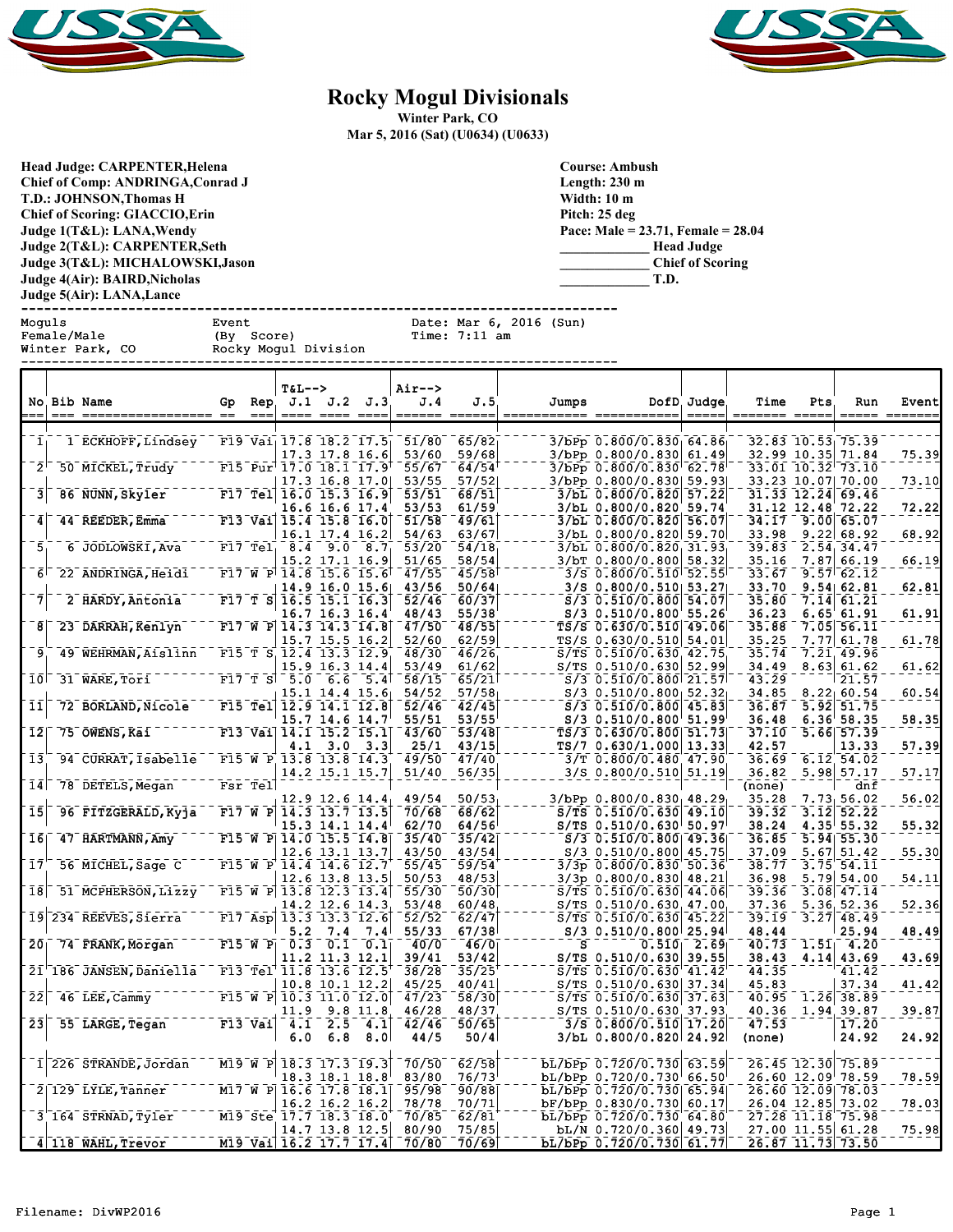# Rocky Mogul Divisionals

**Winter Park, CO**

**Mar 5, 2016 (Sat) (U0634) (U0633)**

**Head Judge: CARPENTER,Helena**
**Chief of Comp: ANDRINGA,Conrad J**
**T.D.: JOHNSON,Thomas H**
**Chief of Scoring: GIACCIO,Erin**
**Judge 1(T&L): LANA,Wendy**
**Judge 2(T&L): CARPENTER,Seth**
**Judge 3(T&L): MICHALOWSKI,Jason**
**Judge 4(Air): BAIRD,Nicholas**
**Judge 5(Air): LANA,Lance**

**Course: Ambush**
**Length: 230 m**
**Width: 10 m**
**Pitch: 25 deg**
**Pace: Male = 23.71, Female = 28.04**

_____________ **Head Judge**
_____________ **Chief of Scoring**
_____________ **T.D.**

```
Moguls              Event                  Date: Mar 6, 2016 (Sun)
Female/Male         (By  Score)            Time: 7:11 am
Winter Park, CO     Rocky Mogul Division
```

| No | Bib | Name | Gp | Rep | T&L--> J.1 | J.2 | J.3 | Air--> J.4 | J.5 | Jumps | DofD | Judge | Time | Pts | Run | Event |
|---|---|---|---|---|---|---|---|---|---|---|---|---|---|---|---|---|
| 1 | 1 | ECKHOFF,Lindsey | F19 | Vai | 17.8 | 18.2 | 17.5 | 51/80 | 65/82 | 3/bPp | 0.800/0.830 | 64.86 | 32.83 | 10.53 | 75.39 | |
| | | | | | 17.3 | 17.8 | 16.6 | 53/60 | 59/68 | 3/bPp | 0.800/0.830 | 61.49 | 32.99 | 10.35 | 71.84 | 75.39 |
| 2 | 50 | MICKEL,Trudy | F15 | Pur | 17.0 | 18.1 | 17.9 | 55/67 | 64/54 | 3/bPp | 0.800/0.830 | 62.78 | 33.01 | 10.32 | 73.10 | |
| | | | | | 17.3 | 16.8 | 17.0 | 53/55 | 57/52 | 3/bPp | 0.800/0.830 | 59.93 | 33.23 | 10.07 | 70.00 | 73.10 |
| 3 | 86 | NUNN,Skyler | F17 | Tel | 16.0 | 15.3 | 16.9 | 53/51 | 68/51 | 3/bL | 0.800/0.820 | 57.22 | 31.33 | 12.24 | 69.46 | |
| | | | | | 16.6 | 16.6 | 17.4 | 53/53 | 61/59 | 3/bL | 0.800/0.820 | 59.74 | 31.12 | 12.48 | 72.22 | 72.22 |
| 4 | 44 | REEDER,Emma | F13 | Vai | 15.4 | 15.8 | 16.0 | 51/58 | 49/61 | 3/bL | 0.800/0.820 | 56.07 | 34.17 | 9.00 | 65.07 | |
| | | | | | 16.1 | 17.4 | 16.2 | 54/63 | 63/67 | 3/bL | 0.800/0.820 | 59.70 | 33.98 | 9.22 | 68.92 | 68.92 |
| 5 | 6 | JODLOWSKI,Ava | F17 | Tel | 8.4 | 9.0 | 8.7 | 53/20 | 54/18 | 3/bL | 0.800/0.820 | 31.93 | 39.83 | 2.54 | 34.47 | |
| | | | | | 15.2 | 17.1 | 16.9 | 51/65 | 58/54 | 3/bT | 0.800/0.800 | 58.32 | 35.16 | 7.87 | 66.19 | 66.19 |
| 6 | 22 | ANDRINGA,Heidi | F17 | W P | 14.8 | 15.6 | 15.6 | 47/55 | 45/58 | 3/S | 0.800/0.510 | 52.55 | 33.67 | 9.57 | 62.12 | |
| | | | | | 14.9 | 16.0 | 15.6 | 43/56 | 50/64 | 3/S | 0.800/0.510 | 53.27 | 33.70 | 9.54 | 62.81 | 62.81 |
| 7 | 2 | HARDY,Antonia | F17 | T S | 16.5 | 15.1 | 16.3 | 52/46 | 60/37 | S/3 | 0.510/0.800 | 54.07 | 35.80 | 7.14 | 61.21 | |
| | | | | | 16.7 | 16.3 | 16.4 | 48/43 | 55/38 | S/3 | 0.510/0.800 | 55.26 | 36.23 | 6.65 | 61.91 | 61.91 |
| 8 | 23 | DARRAH,Kenlyn | F17 | W P | 14.3 | 14.3 | 14.8 | 47/50 | 48/55 | TS/S | 0.630/0.510 | 49.06 | 35.88 | 7.05 | 56.11 | |
| | | | | | 15.7 | 15.5 | 16.2 | 52/60 | 62/59 | TS/S | 0.630/0.510 | 54.01 | 35.25 | 7.77 | 61.78 | 61.78 |
| 9 | 49 | WEHRMAN,Aislinn | F15 | T S | 12.4 | 13.3 | 12.9 | 48/30 | 46/26 | S/TS | 0.510/0.630 | 42.75 | 35.74 | 7.21 | 49.96 | |
| | | | | | 15.9 | 16.3 | 14.4 | 53/49 | 61/62 | S/TS | 0.510/0.630 | 52.99 | 34.49 | 8.63 | 61.62 | 61.62 |
| 10 | 31 | WARE,Tori | F17 | T S | 5.0 | 6.6 | 5.4 | 58/15 | 65/21 | S/3 | 0.510/0.800 | 21.57 | 43.29 | | 21.57 | |
| | | | | | 15.1 | 14.4 | 15.6 | 54/52 | 57/58 | S/3 | 0.510/0.800 | 52.32 | 34.85 | 8.22 | 60.54 | 60.54 |
| 11 | 72 | BORLAND,Nicole | F15 | Tel | 12.9 | 14.1 | 12.8 | 52/46 | 42/45 | S/3 | 0.510/0.800 | 45.83 | 36.87 | 5.92 | 51.75 | |
| | | | | | 15.7 | 14.6 | 14.7 | 55/51 | 53/55 | S/3 | 0.510/0.800 | 51.99 | 36.48 | 6.36 | 58.35 | 58.35 |
| 12 | 75 | OWENS,Kai | F13 | Vai | 14.1 | 15.2 | 15.1 | 43/60 | 53/48 | TS/3 | 0.630/0.800 | 51.73 | 37.10 | 5.66 | 57.39 | |
| | | | | | 4.1 | 3.0 | 3.3 | 25/1 | 43/15 | TS/7 | 0.630/1.000 | 13.33 | 42.57 | | 13.33 | 57.39 |
| 13 | 94 | CURRAT,Isabelle | F15 | W P | 13.8 | 13.8 | 14.3 | 49/50 | 47/40 | 3/T | 0.800/0.480 | 47.90 | 36.69 | 6.12 | 54.02 | |
| | | | | | 14.2 | 15.1 | 15.7 | 51/40 | 56/35 | 3/S | 0.800/0.510 | 51.19 | 36.82 | 5.98 | 57.17 | 57.17 |
| 14 | 78 | DETELS,Megan | Fsr | Tel | | | | | | | | | (none) | | dnf | |
| | | | | | 12.9 | 12.6 | 14.4 | 49/54 | 50/53 | 3/bPp | 0.800/0.830 | 48.29 | 35.28 | 7.73 | 56.02 | 56.02 |
| 15 | 96 | FITZGERALD,Kyja | F17 | W P | 14.3 | 13.7 | 13.5 | 70/68 | 68/62 | S/TS | 0.510/0.630 | 49.10 | 39.32 | 3.12 | 52.22 | |
| | | | | | 15.3 | 14.1 | 14.4 | 62/70 | 64/56 | S/TS | 0.510/0.630 | 50.97 | 38.24 | 4.35 | 55.32 | 55.32 |
| 16 | 47 | HARTMANN,Amy | F15 | W P | 14.0 | 15.5 | 14.8 | 35/40 | 35/42 | S/3 | 0.510/0.800 | 49.36 | 36.85 | 5.94 | 55.30 | |
| | | | | | 12.6 | 13.1 | 13.7 | 43/50 | 43/54 | S/3 | 0.510/0.800 | 45.75 | 37.09 | 5.67 | 51.42 | 55.30 |
| 17 | 56 | MICHEL,Sage C | F15 | W P | 14.4 | 14.6 | 12.7 | 55/45 | 59/54 | 3/3p | 0.800/0.830 | 50.36 | 38.77 | 3.75 | 54.11 | |
| | | | | | 12.6 | 13.8 | 13.5 | 50/53 | 48/53 | 3/3p | 0.800/0.830 | 48.21 | 36.98 | 5.79 | 54.00 | 54.11 |
| 18 | 51 | MCPHERSON,Lizzy | F15 | W P | 13.8 | 12.3 | 13.4 | 55/30 | 50/30 | S/TS | 0.510/0.630 | 44.06 | 39.36 | 3.08 | 47.14 | |
| | | | | | 14.2 | 12.6 | 14.3 | 53/48 | 60/48 | S/TS | 0.510/0.630 | 47.00 | 37.36 | 5.36 | 52.36 | 52.36 |
| 19 | 234 | REEVES,Sierra | F17 | Asp | 13.3 | 13.3 | 12.6 | 52/52 | 62/47 | S/TS | 0.510/0.630 | 45.22 | 39.19 | 3.27 | 48.49 | |
| | | | | | 5.2 | 7.4 | 7.4 | 55/33 | 67/38 | S/3 | 0.510/0.800 | 25.94 | 48.44 | | 25.94 | 48.49 |
| 20 | 74 | FRANK,Morgan | F15 | W P | 0.3 | 0.1 | 0.1 | 40/0 | 46/0 | S | 0.510 | 2.69 | 40.73 | 1.51 | 4.20 | |
| | | | | | 11.2 | 11.3 | 12.1 | 39/41 | 53/42 | S/TS | 0.510/0.630 | 39.55 | 38.43 | 4.14 | 43.69 | 43.69 |
| 21 | 186 | JANSEN,Daniella | F13 | Tel | 11.8 | 13.6 | 12.5 | 38/28 | 35/25 | S/TS | 0.510/0.630 | 41.42 | 44.35 | | 41.42 | |
| | | | | | 10.8 | 10.1 | 12.2 | 45/25 | 40/41 | S/TS | 0.510/0.630 | 37.34 | 45.83 | | 37.34 | 41.42 |
| 22 | 46 | LEE,Cammy | F15 | W P | 10.3 | 11.0 | 12.0 | 47/23 | 58/30 | S/TS | 0.510/0.630 | 37.63 | 40.95 | 1.26 | 38.89 | |
| | | | | | 11.9 | 9.8 | 11.8 | 46/28 | 48/37 | S/TS | 0.510/0.630 | 37.93 | 40.36 | 1.94 | 39.87 | 39.87 |
| 23 | 55 | LARGE,Tegan | F13 | Vai | 4.1 | 2.5 | 4.1 | 42/46 | 50/65 | 3/S | 0.800/0.510 | 17.20 | 47.53 | | 17.20 | |
| | | | | | 6.0 | 6.8 | 8.0 | 44/5 | 50/4 | 3/bL | 0.800/0.820 | 24.92 | (none) | | 24.92 | 24.92 |
| 1 | 226 | STRANDE,Jordan | M19 | W P | 18.3 | 17.3 | 19.3 | 70/50 | 62/58 | bL/bPp | 0.720/0.730 | 63.59 | 26.45 | 12.30 | 75.89 | |
| | | | | | 18.3 | 18.1 | 18.8 | 83/80 | 76/73 | bL/bPp | 0.720/0.730 | 66.50 | 26.60 | 12.09 | 78.59 | 78.59 |
| 2 | 129 | LYLE,Tanner | M17 | W P | 16.6 | 17.8 | 18.1 | 95/98 | 90/88 | bL/bPp | 0.720/0.730 | 65.94 | 26.60 | 12.09 | 78.03 | |
| | | | | | 16.2 | 16.2 | 16.2 | 78/78 | 70/71 | bF/bPp | 0.830/0.730 | 60.17 | 26.04 | 12.85 | 73.02 | 78.03 |
| 3 | 164 | STRNAD,Tyler | M19 | Ste | 17.7 | 18.3 | 18.0 | 70/85 | 62/81 | bL/bPp | 0.720/0.730 | 64.80 | 27.28 | 11.18 | 75.98 | |
| | | | | | 14.7 | 13.8 | 12.5 | 80/90 | 75/85 | bL/N | 0.720/0.360 | 49.73 | 27.00 | 11.55 | 61.28 | 75.98 |
| 4 | 118 | WAHL,Trevor | M19 | Vai | 16.2 | 17.7 | 17.4 | 70/80 | 70/69 | bL/bPp | 0.720/0.730 | 61.77 | 26.87 | 11.73 | 73.50 | |

Filename: DivWP2016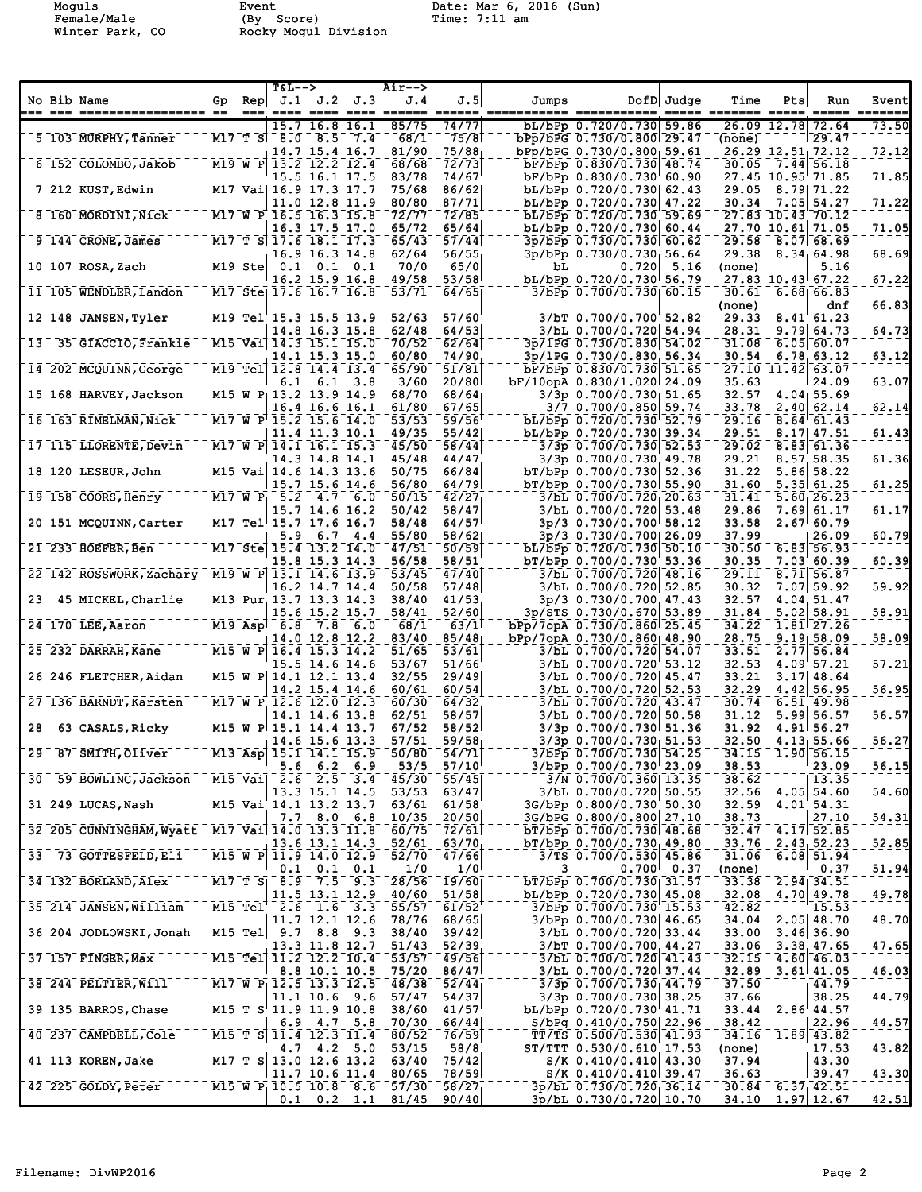Moguls
Female/Male
Winter Park, CO

Event
(By Score)
Rocky Mogul Division

Date: Mar 6, 2016 (Sun)
Time: 7:11 am

| No | Bib | Name | Gp | Rep | T&L--> J.1 | J.2 | J.3 | Air--> J.4 | J.5 | Jumps | DofD | Judge | Time | Pts | Run | Event |
|---|---|---|---|---|---|---|---|---|---|---|---|---|---|---|---|---|
| | | | | | 15.7 | 16.8 | 16.1 | 85/75 | 74/77 | bL/bPp | 0.720/0.730 | 59.86 | 26.09 | 12.78 | 72.64 | 73.50 |
| 5 | 103 | MURPHY, Tanner | M17 | T S | 8.0 | 8.5 | 7.4 | 68/1 | 75/8 | bPp/bPG | 0.730/0.800 | 29.47 | (none) | | 29.47 | |
| | | | | | 14.7 | 15.4 | 16.7 | 81/90 | 75/88 | bPp/bPG | 0.730/0.800 | 59.61 | 26.29 | 12.51 | 72.12 | 72.12 |
| 6 | 152 | COLOMBO, Jakob | M19 | W P | 13.2 | 12.2 | 12.4 | 68/68 | 72/73 | bF/bPp | 0.830/0.730 | 48.74 | 30.05 | 7.44 | 56.18 | |
| | | | | | 15.5 | 16.1 | 17.5 | 83/78 | 74/67 | bF/bPp | 0.830/0.730 | 60.90 | 27.45 | 10.95 | 71.85 | 71.85 |
| 7 | 212 | KUST, Edwin | M17 | Vai | 16.9 | 17.3 | 17.7 | 75/68 | 86/62 | bL/bPp | 0.720/0.730 | 62.43 | 29.05 | 8.79 | 71.22 | |
| | | | | | 11.0 | 12.8 | 11.9 | 80/80 | 87/71 | bL/bPp | 0.720/0.730 | 47.22 | 30.34 | 7.05 | 54.27 | 71.22 |
| 8 | 160 | MORDINI, Nick | M17 | W P | 16.5 | 16.3 | 15.8 | 72/77 | 72/85 | bL/bPp | 0.720/0.730 | 59.69 | 27.83 | 10.43 | 70.12 | |
| | | | | | 16.3 | 17.5 | 17.0 | 65/72 | 65/64 | bL/bPp | 0.720/0.730 | 60.44 | 27.70 | 10.61 | 71.05 | 71.05 |
| 9 | 144 | CRONE, James | M17 | T S | 17.6 | 18.1 | 17.3 | 65/43 | 57/44 | 3p/bPp | 0.730/0.730 | 60.62 | 29.58 | 8.07 | 68.69 | |
| | | | | | 16.9 | 16.3 | 14.8 | 62/64 | 56/55 | 3p/bPp | 0.730/0.730 | 56.64 | 29.38 | 8.34 | 64.98 | 68.69 |
| 10 | 107 | ROSA, Zach | M19 | Ste | 0.1 | 0.1 | 0.1 | 70/0 | 65/0 | bL | 0.720 | 5.16 | (none) | | 5.16 | |
| | | | | | 16.2 | 15.9 | 16.8 | 49/58 | 53/58 | bL/bPp | 0.720/0.730 | 56.79 | 27.83 | 10.43 | 67.22 | 67.22 |
| 11 | 105 | WENDLER, Landon | M17 | Ste | 17.6 | 16.7 | 16.8 | 53/71 | 64/65 | 3/bPp | 0.700/0.730 | 60.15 | 30.61 | 6.68 | 66.83 | |
| | | | | | | | | | | | | | (none) | | dnf | 66.83 |
| 12 | 148 | JANSEN, Tyler | M19 | Tel | 15.3 | 15.5 | 13.9 | 52/63 | 57/60 | 3/bT | 0.700/0.700 | 52.82 | 29.33 | 8.41 | 61.23 | |
| | | | | | 14.8 | 16.3 | 15.8 | 62/48 | 64/53 | 3/bL | 0.700/0.720 | 54.94 | 28.31 | 9.79 | 64.73 | 64.73 |
| 13 | 35 | GIACCIO, Frankie | M15 | Vai | 14.3 | 15.1 | 15.0 | 70/52 | 62/64 | 3p/1PG | 0.730/0.830 | 54.02 | 31.08 | 6.05 | 60.07 | |
| | | | | | 14.1 | 15.3 | 15.0 | 60/80 | 74/90 | 3p/1PG | 0.730/0.830 | 56.34 | 30.54 | 6.78 | 63.12 | 63.12 |
| 14 | 202 | MCQUINN, George | M19 | Tel | 12.8 | 14.4 | 13.4 | 65/90 | 51/81 | bF/bPp | 0.830/0.730 | 51.65 | 27.10 | 11.42 | 63.07 | |
| | | | | | 6.1 | 6.1 | 3.8 | 3/60 | 20/80 | bF/10opA | 0.830/1.020 | 24.09 | 35.63 | | 24.09 | 63.07 |
| 15 | 168 | HARVEY, Jackson | M15 | W P | 13.2 | 13.9 | 14.9 | 68/70 | 68/64 | 3/3p | 0.700/0.730 | 51.65 | 32.57 | 4.04 | 55.69 | |
| | | | | | 16.4 | 16.6 | 16.1 | 61/80 | 67/65 | 3/7 | 0.700/0.850 | 59.74 | 33.78 | 2.40 | 62.14 | 62.14 |
| 16 | 163 | RIMELMAN, Nick | M17 | W P | 15.2 | 15.6 | 14.0 | 53/53 | 59/56 | bL/bPp | 0.720/0.730 | 52.79 | 29.16 | 8.64 | 61.43 | |
| | | | | | 11.4 | 11.3 | 10.1 | 49/35 | 55/42 | bL/bPp | 0.720/0.730 | 39.34 | 29.51 | 8.17 | 47.51 | 61.43 |
| 17 | 115 | LLORENTE, Devin | M17 | W P | 14.1 | 16.1 | 15.3 | 45/50 | 58/44 | 3/3p | 0.700/0.730 | 52.53 | 29.02 | 8.83 | 61.36 | |
| | | | | | 14.3 | 14.8 | 14.1 | 45/48 | 44/47 | 3/3p | 0.700/0.730 | 49.78 | 29.21 | 8.57 | 58.35 | 61.36 |
| 18 | 120 | LESEUR, John | M15 | Vai | 14.6 | 14.3 | 13.6 | 50/75 | 66/84 | bT/bPp | 0.700/0.730 | 52.36 | 31.22 | 5.86 | 58.22 | |
| | | | | | 15.7 | 15.6 | 14.6 | 56/80 | 64/79 | bT/bPp | 0.700/0.730 | 55.90 | 31.60 | 5.35 | 61.25 | 61.25 |
| 19 | 158 | COORS, Henry | M17 | W P | 5.2 | 4.7 | 6.0 | 50/15 | 42/27 | 3/bL | 0.700/0.720 | 20.63 | 31.41 | 5.60 | 26.23 | |
| | | | | | 15.7 | 14.6 | 16.2 | 50/42 | 58/47 | 3/bL | 0.700/0.720 | 53.48 | 29.86 | 7.69 | 61.17 | 61.17 |
| 20 | 151 | MCQUINN, Carter | M17 | Tel | 15.7 | 17.6 | 16.7 | 58/48 | 64/57 | 3p/3 | 0.730/0.700 | 58.12 | 33.58 | 2.67 | 60.79 | |
| | | | | | 5.9 | 6.7 | 4.4 | 55/80 | 58/62 | 3p/3 | 0.730/0.700 | 26.09 | 37.99 | | 26.09 | 60.79 |
| 21 | 233 | HOEFER, Ben | M17 | Ste | 15.4 | 13.2 | 14.0 | 47/51 | 50/59 | bL/bPp | 0.720/0.730 | 50.10 | 30.50 | 6.83 | 56.93 | |
| | | | | | 15.8 | 15.3 | 14.3 | 56/58 | 58/51 | bT/bPp | 0.700/0.730 | 53.36 | 30.35 | 7.03 | 60.39 | 60.39 |
| 22 | 142 | ROSSWORK, Zachary | M19 | W P | 13.1 | 14.6 | 13.9 | 53/45 | 47/40 | 3/bL | 0.700/0.720 | 48.16 | 29.11 | 8.71 | 56.87 | |
| | | | | | 16.2 | 14.7 | 14.4 | 50/58 | 57/48 | 3/bL | 0.700/0.720 | 52.85 | 30.32 | 7.07 | 59.92 | 59.92 |
| 23 | 45 | MICKEL, Charlie | M13 | Pur | 13.7 | 13.3 | 14.3 | 38/40 | 41/53 | 3p/3 | 0.730/0.700 | 47.43 | 32.57 | 4.04 | 51.47 | |
| | | | | | 15.6 | 15.2 | 15.7 | 58/41 | 52/60 | 3p/STS | 0.730/0.670 | 53.89 | 31.84 | 5.02 | 58.91 | 58.91 |
| 24 | 170 | LEE, Aaron | M19 | Asp | 6.8 | 7.8 | 6.0 | 68/1 | 63/1 | bPp/7opA | 0.730/0.860 | 25.45 | 34.22 | 1.81 | 27.26 | |
| | | | | | 14.0 | 12.8 | 12.2 | 83/40 | 85/48 | bPp/7opA | 0.730/0.860 | 48.90 | 28.75 | 9.19 | 58.09 | 58.09 |
| 25 | 232 | DARRAH, Kane | M15 | W P | 16.4 | 15.3 | 14.2 | 51/65 | 53/61 | 3/bL | 0.700/0.720 | 54.07 | 33.51 | 2.77 | 56.84 | |
| | | | | | 15.5 | 14.6 | 14.6 | 53/67 | 51/66 | 3/bL | 0.700/0.720 | 53.12 | 32.53 | 4.09 | 57.21 | 57.21 |
| 26 | 246 | FLETCHER, Aidan | M15 | W P | 14.1 | 12.1 | 13.4 | 32/55 | 29/49 | 3/bL | 0.700/0.720 | 45.47 | 33.21 | 3.17 | 48.64 | |
| | | | | | 14.2 | 15.4 | 14.6 | 60/61 | 60/54 | 3/bL | 0.700/0.720 | 52.53 | 32.29 | 4.42 | 56.95 | 56.95 |
| 27 | 136 | BARNDT, Karsten | M17 | W P | 12.6 | 12.0 | 12.3 | 60/30 | 64/32 | 3/bL | 0.700/0.720 | 43.47 | 30.74 | 6.51 | 49.98 | |
| | | | | | 14.1 | 14.6 | 13.8 | 62/51 | 58/57 | 3/bL | 0.700/0.720 | 50.58 | 31.12 | 5.99 | 56.57 | 56.57 |
| 28 | 63 | CASALS, Ricky | M15 | W P | 15.1 | 14.4 | 13.7 | 67/52 | 58/52 | 3/3p | 0.700/0.730 | 51.36 | 31.92 | 4.91 | 56.27 | |
| | | | | | 14.6 | 15.6 | 13.3 | 57/51 | 59/58 | 3/3p | 0.700/0.730 | 51.53 | 32.50 | 4.13 | 55.66 | 56.27 |
| 29 | 87 | SMITH, Oliver | M13 | Asp | 15.1 | 14.1 | 15.9 | 50/80 | 54/71 | 3/bPp | 0.700/0.730 | 54.25 | 34.15 | 1.90 | 56.15 | |
| | | | | | 5.6 | 6.2 | 6.9 | 53/5 | 57/10 | 3/bPp | 0.700/0.730 | 23.09 | 38.53 | | 23.09 | 56.15 |
| 30 | 59 | BOWLING, Jackson | M15 | Vai | 2.6 | 2.5 | 3.4 | 45/30 | 55/45 | 3/N | 0.700/0.360 | 13.35 | 38.62 | | 13.35 | |
| | | | | | 13.3 | 15.1 | 14.5 | 53/53 | 63/47 | 3/bL | 0.700/0.720 | 50.55 | 32.56 | 4.05 | 54.60 | 54.60 |
| 31 | 249 | LUCAS, Nash | M15 | Vai | 14.1 | 13.2 | 13.7 | 63/61 | 61/58 | 3G/bPp | 0.800/0.730 | 50.30 | 32.59 | 4.01 | 54.31 | |
| | | | | | 7.7 | 8.0 | 6.8 | 10/35 | 20/50 | 3G/bPG | 0.800/0.800 | 27.10 | 38.73 | | 27.10 | 54.31 |
| 32 | 205 | CUNNINGHAM, Wyatt | M17 | Vai | 14.0 | 13.3 | 11.8 | 60/75 | 72/61 | bT/bPp | 0.700/0.730 | 48.68 | 32.47 | 4.17 | 52.85 | |
| | | | | | 13.6 | 13.1 | 14.3 | 52/61 | 63/70 | bT/bPp | 0.700/0.730 | 49.80 | 33.76 | 2.43 | 52.23 | 52.85 |
| 33 | 73 | GOTTESFELD, Eli | M15 | W P | 11.9 | 14.0 | 12.9 | 52/70 | 47/66 | 3/TS | 0.700/0.530 | 45.86 | 31.06 | 6.08 | 51.94 | |
| | | | | | 0.1 | 0.1 | 0.1 | 1/0 | 1/0 | 3 | 0.700 | 0.37 | (none) | | 0.37 | 51.94 |
| 34 | 132 | BORLAND, Alex | M17 | T S | 8.9 | 7.5 | 9.3 | 28/56 | 19/60 | bT/bPp | 0.700/0.730 | 31.57 | 33.38 | 2.94 | 34.51 | |
| | | | | | 11.5 | 13.1 | 12.9 | 40/60 | 51/58 | bL/bPp | 0.720/0.730 | 45.08 | 32.08 | 4.70 | 49.78 | 49.78 |
| 35 | 214 | JANSEN, William | M15 | Tel | 2.6 | 1.6 | 3.3 | 55/57 | 61/52 | 3/bPp | 0.700/0.730 | 15.53 | 42.82 | | 15.53 | |
| | | | | | 11.7 | 12.1 | 12.6 | 78/76 | 68/65 | 3/bPp | 0.700/0.730 | 46.65 | 34.04 | 2.05 | 48.70 | 48.70 |
| 36 | 204 | JODLOWSKI, Jonah | M15 | Tel | 9.7 | 8.8 | 9.3 | 38/40 | 39/42 | 3/bL | 0.700/0.720 | 33.44 | 33.00 | 3.46 | 36.90 | |
| | | | | | 13.3 | 11.8 | 12.7 | 51/43 | 52/39 | 3/bT | 0.700/0.700 | 44.27 | 33.06 | 3.38 | 47.65 | 47.65 |
| 37 | 157 | FINGER, Max | M15 | Tel | 11.2 | 12.2 | 10.4 | 53/57 | 49/56 | 3/bL | 0.700/0.720 | 41.43 | 32.15 | 4.60 | 46.03 | |
| | | | | | 8.8 | 10.1 | 10.5 | 75/20 | 86/47 | 3/bL | 0.700/0.720 | 37.44 | 32.89 | 3.61 | 41.05 | 46.03 |
| 38 | 244 | PELTIER, Will | M17 | W P | 12.5 | 13.3 | 12.5 | 48/38 | 52/44 | 3/3p | 0.700/0.730 | 44.79 | 37.50 | | 44.79 | |
| | | | | | 11.1 | 10.6 | 9.6 | 57/47 | 54/37 | 3/3p | 0.700/0.730 | 38.25 | 37.66 | | 38.25 | 44.79 |
| 39 | 135 | BARROS, Chase | M15 | T S | 11.9 | 11.9 | 10.8 | 38/60 | 41/57 | bL/bPp | 0.720/0.730 | 41.71 | 33.44 | 2.86 | 44.57 | |
| | | | | | 6.9 | 4.7 | 5.8 | 70/30 | 66/44 | S/bPg | 0.410/0.750 | 22.96 | 38.42 | | 22.96 | 44.57 |
| 40 | 237 | CAMPBELL, Cole | M15 | T S | 11.4 | 12.3 | 11.4 | 80/52 | 76/59 | TT/TS | 0.500/0.530 | 41.93 | 34.16 | 1.89 | 43.82 | |
| | | | | | 4.7 | 4.2 | 5.0 | 53/15 | 58/8 | ST/TTT | 0.530/0.610 | 17.53 | (none) | | 17.53 | 43.82 |
| 41 | 113 | KOREN, Jake | M17 | T S | 13.0 | 12.6 | 13.2 | 63/40 | 75/42 | S/K | 0.410/0.410 | 43.30 | 37.94 | | 43.30 | |
| | | | | | 11.7 | 10.6 | 11.4 | 80/65 | 78/59 | S/K | 0.410/0.410 | 39.47 | 36.63 | | 39.47 | 43.30 |
| 42 | 225 | GOLDY, Peter | M15 | W P | 10.5 | 10.8 | 8.6 | 57/30 | 58/27 | 3p/bL | 0.730/0.720 | 36.14 | 30.84 | 6.37 | 42.51 | |
| | | | | | 0.1 | 0.2 | 1.1 | 81/45 | 90/40 | 3p/bL | 0.730/0.720 | 10.70 | 34.10 | 1.97 | 12.67 | 42.51 |

Filename: DivWP2016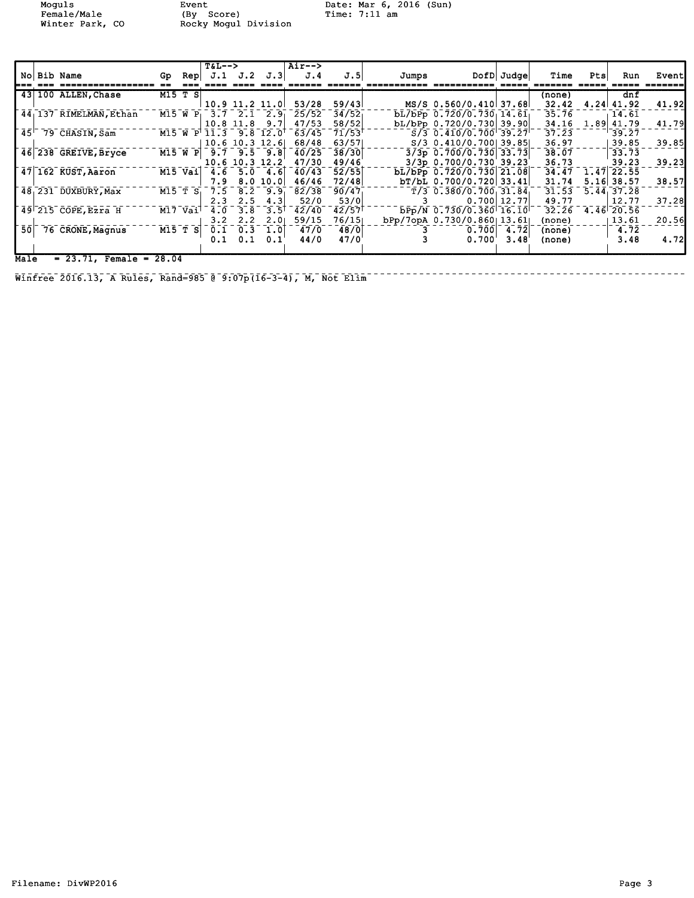Moguls Event Date: Mar 6, 2016 (Sun)
Female/Male (By Score) Time: 7:11 am
Winter Park, CO Rocky Mogul Division

| No | Bib | Name | Gp | Rep | T&L--> J.1 | J.2 | J.3 | Air--> J.4 | J.5 | Jumps | DofD | Judge | Time | Pts | Run | Event |
|---|---|---|---|---|---|---|---|---|---|---|---|---|---|---|---|---|
| 43 | 100 | ALLEN,Chase | M15 | T S | | | | | | | | | (none) | | dnf | |
| | | | | | 10.9 | 11.2 | 11.0 | 53/28 | 59/43 | MS/S | 0.560/0.410 | 37.68 | 32.42 | 4.24 | 41.92 | 41.92 |
| 44 | 137 | RIMELMAN,Ethan | M15 | W P | 3.7 | 2.1 | 2.9 | 25/52 | 34/52 | bL/bPp | 0.720/0.730 | 14.61 | 35.76 | | 14.61 | |
| | | | | | 10.8 | 11.8 | 9.7 | 47/53 | 58/52 | bL/bPp | 0.720/0.730 | 39.90 | 34.16 | 1.89 | 41.79 | 41.79 |
| 45 | 79 | CHASIN,Sam | M15 | W P | 11.3 | 9.8 | 12.0 | 63/45 | 71/53 | S/3 | 0.410/0.700 | 39.27 | 37.23 | | 39.27 | |
| | | | | | 10.6 | 10.3 | 12.6 | 68/48 | 63/57 | S/3 | 0.410/0.700 | 39.85 | 36.97 | | 39.85 | 39.85 |
| 46 | 238 | GREIVE,Bryce | M15 | W P | 9.7 | 9.5 | 9.8 | 40/25 | 38/30 | 3/3p | 0.700/0.730 | 33.73 | 38.07 | | 33.73 | |
| | | | | | 10.6 | 10.3 | 12.2 | 47/30 | 49/46 | 3/3p | 0.700/0.730 | 39.23 | 36.73 | | 39.23 | 39.23 |
| 47 | 162 | KUST,Aaron | M15 | Vai | 4.6 | 5.0 | 4.6 | 40/43 | 52/55 | bL/bPp | 0.720/0.730 | 21.08 | 34.47 | 1.47 | 22.55 | |
| | | | | | 7.9 | 8.0 | 10.0 | 46/46 | 72/48 | bT/bL | 0.700/0.720 | 33.41 | 31.74 | 5.16 | 38.57 | 38.57 |
| 48 | 231 | DUXBURY,Max | M15 | T S | 7.5 | 8.2 | 9.9 | 82/38 | 90/47 | T/3 | 0.380/0.700 | 31.84 | 31.53 | 5.44 | 37.28 | |
| | | | | | 2.3 | 2.5 | 4.3 | 52/0 | 53/0 | 3 | 0.700 | 12.77 | 49.77 | | 12.77 | 37.28 |
| 49 | 215 | COPE,Ezra H | M17 | Vai | 4.0 | 3.8 | 3.5 | 42/40 | 42/57 | bPp/N | 0.730/0.360 | 16.10 | 32.26 | 4.46 | 20.56 | |
| | | | | | 3.2 | 2.2 | 2.0 | 59/15 | 76/15 | bPp/7opA | 0.730/0.860 | 13.61 | (none) | | 13.61 | 20.56 |
| 50 | 76 | CRONE,Magnus | M15 | T S | 0.1 | 0.3 | 1.0 | 47/0 | 48/0 | 3 | 0.700 | 4.72 | (none) | | 4.72 | |
| | | | | | 0.1 | 0.1 | 0.1 | 44/0 | 47/0 | 3 | 0.700 | 3.48 | (none) | | 3.48 | 4.72 |

Male = 23.71, Female = 28.04

Winfree 2016.13, A Rules, Rand=985 @ 9:07p(16-3-4), M, Not Elim

Filename: DivWP2016